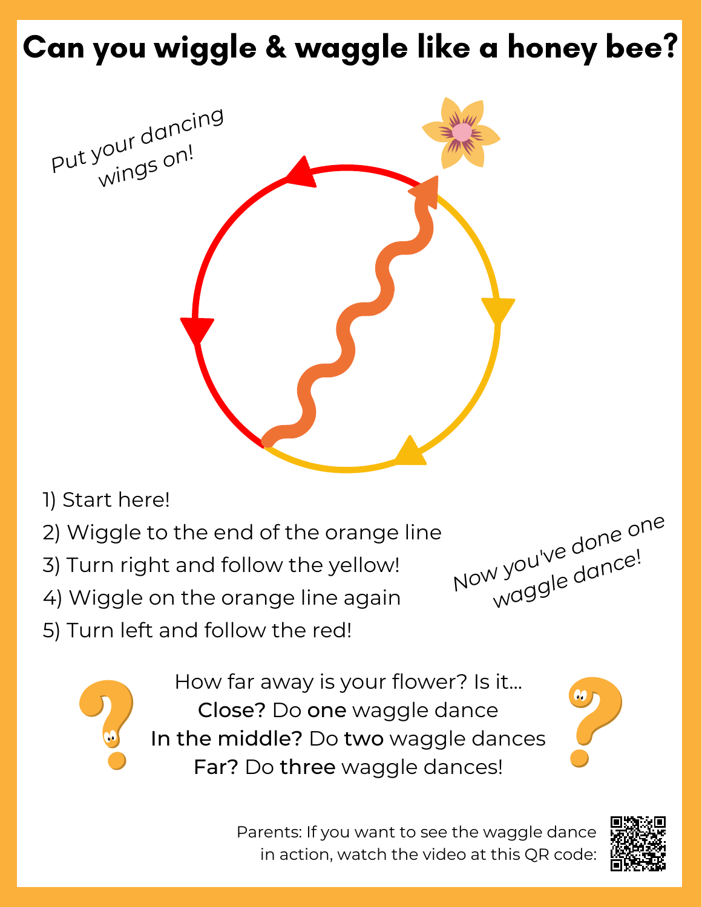# Can you wiggle & waggle like a honey bee?

*Put your dancing wings on!*

1) Start here!
2) Wiggle to the end of the orange line
3) Turn right and follow the yellow!
4) Wiggle on the orange line again
5) Turn left and follow the red!

*Now you've done one waggle dance!*

How far away is your flower? Is it...

**Close?** Do **one** waggle dance

**In the middle?** Do **two** waggle dances

**Far?** Do **three** waggle dances!

Parents: If you want to see the waggle dance in action, watch the video at this QR code: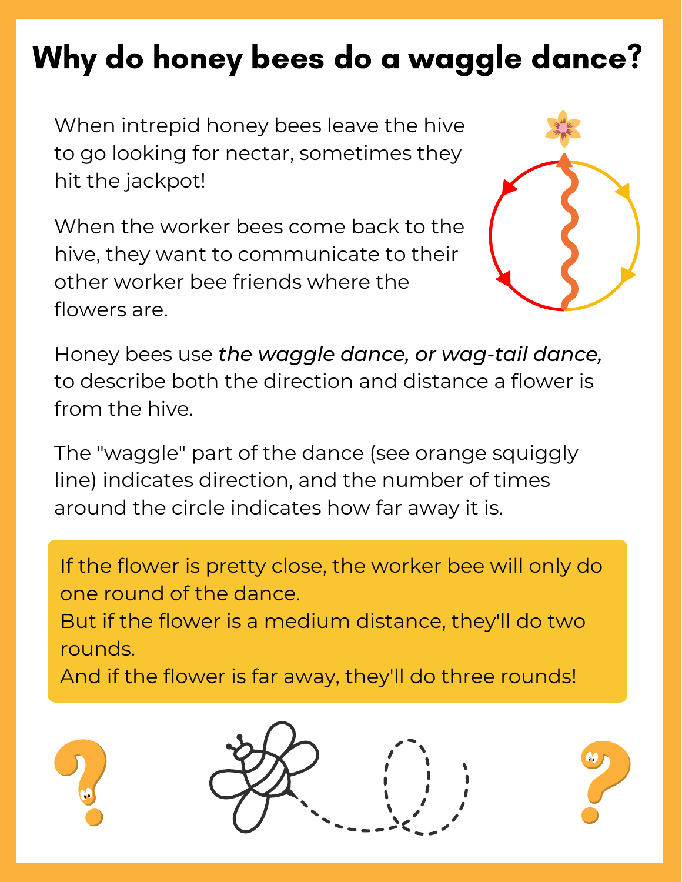# Why do honey bees do a waggle dance?

When intrepid honey bees leave the hive to go looking for nectar, sometimes they hit the jackpot!

When the worker bees come back to the hive, they want to communicate to their other worker bee friends where the flowers are.

Honey bees use *the waggle dance, or wag-tail dance,* to describe both the direction and distance a flower is from the hive.

The "waggle" part of the dance (see orange squiggly line) indicates direction, and the number of times around the circle indicates how far away it is.

If the flower is pretty close, the worker bee will only do one round of the dance.
But if the flower is a medium distance, they'll do two rounds.
And if the flower is far away, they'll do three rounds!